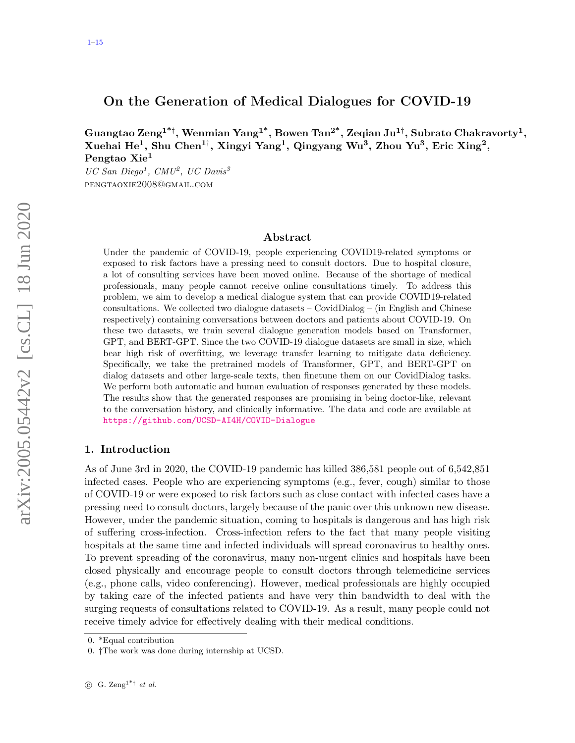# On the Generation of Medical Dialogues for COVID-19

**Guangtao Zeng[1*†], Wenmian Yang[1*], Bowen Tan[2*], Zeqian Ju[1†], Subrato Chakravorty[1], Xuehai He[1], Shu Chen[1†], Xingyi Yang[1], Qingyang Wu[3], Zhou Yu[3], Eric Xing[2], Pengtao Xie[1]**

*UC San Diego[1], CMU[2], UC Davis[3]*

PENGTAOXIE2008@GMAIL.COM

## Abstract

Under the pandemic of COVID-19, people experiencing COVID19-related symptoms or exposed to risk factors have a pressing need to consult doctors. Due to hospital closure, a lot of consulting services have been moved online. Because of the shortage of medical professionals, many people cannot receive online consultations timely. To address this problem, we aim to develop a medical dialogue system that can provide COVID19-related consultations. We collected two dialogue datasets – CovidDialog – (in English and Chinese respectively) containing conversations between doctors and patients about COVID-19. On these two datasets, we train several dialogue generation models based on Transformer, GPT, and BERT-GPT. Since the two COVID-19 dialogue datasets are small in size, which bear high risk of overfitting, we leverage transfer learning to mitigate data deficiency. Specifically, we take the pretrained models of Transformer, GPT, and BERT-GPT on dialog datasets and other large-scale texts, then finetune them on our CovidDialog tasks. We perform both automatic and human evaluation of responses generated by these models. The results show that the generated responses are promising in being doctor-like, relevant to the conversation history, and clinically informative. The data and code are available at https://github.com/UCSD-AI4H/COVID-Dialogue

## 1. Introduction

As of June 3rd in 2020, the COVID-19 pandemic has killed 386,581 people out of 6,542,851 infected cases. People who are experiencing symptoms (e.g., fever, cough) similar to those of COVID-19 or were exposed to risk factors such as close contact with infected cases have a pressing need to consult doctors, largely because of the panic over this unknown new disease. However, under the pandemic situation, coming to hospitals is dangerous and has high risk of suffering cross-infection. Cross-infection refers to the fact that many people visiting hospitals at the same time and infected individuals will spread coronavirus to healthy ones. To prevent spreading of the coronavirus, many non-urgent clinics and hospitals have been closed physically and encourage people to consult doctors through telemedicine services (e.g., phone calls, video conferencing). However, medical professionals are highly occupied by taking care of the infected patients and have very thin bandwidth to deal with the surging requests of consultations related to COVID-19. As a result, many people could not receive timely advice for effectively dealing with their medical conditions.

0. *Equal contribution
0. †The work was done during internship at UCSD.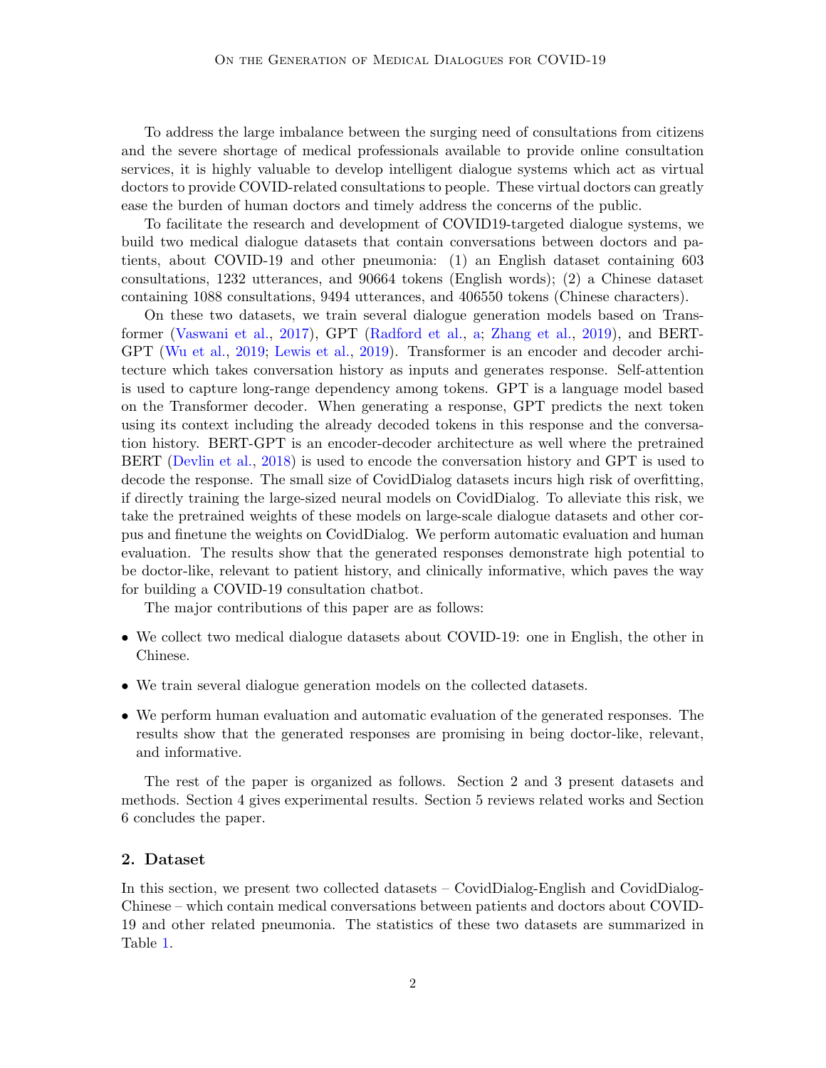To address the large imbalance between the surging need of consultations from citizens and the severe shortage of medical professionals available to provide online consultation services, it is highly valuable to develop intelligent dialogue systems which act as virtual doctors to provide COVID-related consultations to people. These virtual doctors can greatly ease the burden of human doctors and timely address the concerns of the public.

To facilitate the research and development of COVID19-targeted dialogue systems, we build two medical dialogue datasets that contain conversations between doctors and patients, about COVID-19 and other pneumonia: (1) an English dataset containing 603 consultations, 1232 utterances, and 90664 tokens (English words); (2) a Chinese dataset containing 1088 consultations, 9494 utterances, and 406550 tokens (Chinese characters).

On these two datasets, we train several dialogue generation models based on Transformer (Vaswani et al., 2017), GPT (Radford et al., a; Zhang et al., 2019), and BERT-GPT (Wu et al., 2019; Lewis et al., 2019). Transformer is an encoder and decoder architecture which takes conversation history as inputs and generates response. Self-attention is used to capture long-range dependency among tokens. GPT is a language model based on the Transformer decoder. When generating a response, GPT predicts the next token using its context including the already decoded tokens in this response and the conversation history. BERT-GPT is an encoder-decoder architecture as well where the pretrained BERT (Devlin et al., 2018) is used to encode the conversation history and GPT is used to decode the response. The small size of CovidDialog datasets incurs high risk of overfitting, if directly training the large-sized neural models on CovidDialog. To alleviate this risk, we take the pretrained weights of these models on large-scale dialogue datasets and other corpus and finetune the weights on CovidDialog. We perform automatic evaluation and human evaluation. The results show that the generated responses demonstrate high potential to be doctor-like, relevant to patient history, and clinically informative, which paves the way for building a COVID-19 consultation chatbot.

The major contributions of this paper are as follows:

- We collect two medical dialogue datasets about COVID-19: one in English, the other in Chinese.
- We train several dialogue generation models on the collected datasets.
- We perform human evaluation and automatic evaluation of the generated responses. The results show that the generated responses are promising in being doctor-like, relevant, and informative.

The rest of the paper is organized as follows. Section 2 and 3 present datasets and methods. Section 4 gives experimental results. Section 5 reviews related works and Section 6 concludes the paper.

## 2. Dataset

In this section, we present two collected datasets – CovidDialog-English and CovidDialog-Chinese – which contain medical conversations between patients and doctors about COVID-19 and other related pneumonia. The statistics of these two datasets are summarized in Table 1.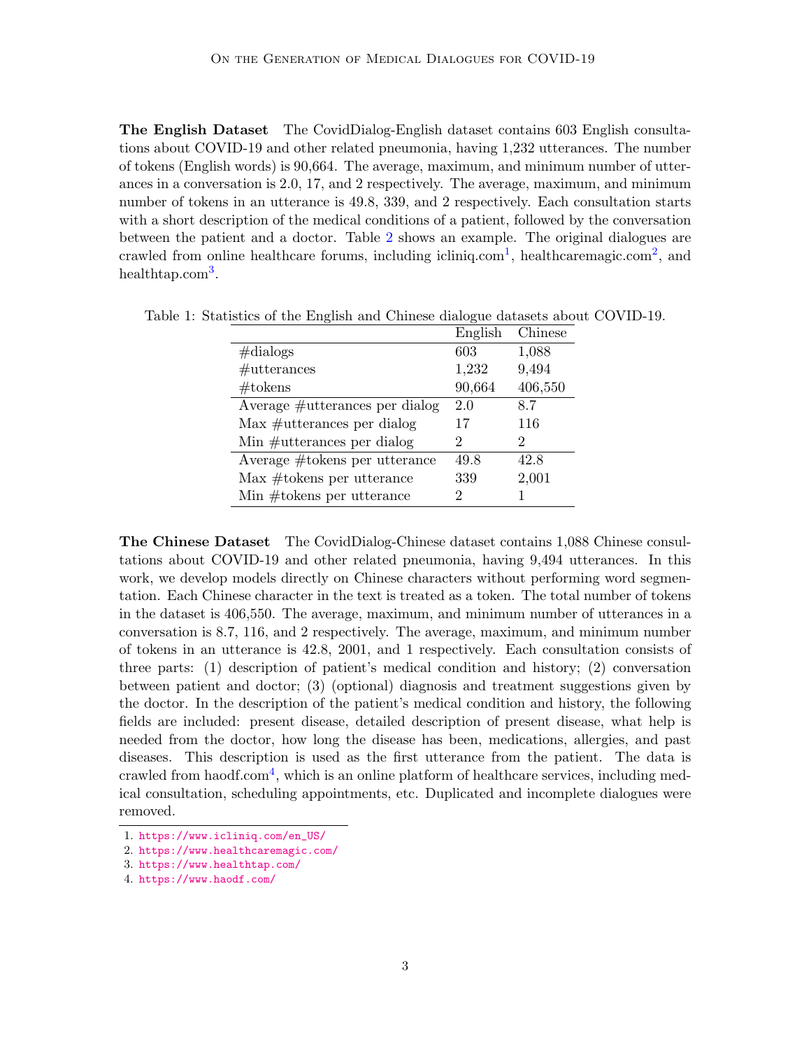**The English Dataset** The CovidDialog-English dataset contains 603 English consultations about COVID-19 and other related pneumonia, having 1,232 utterances. The number of tokens (English words) is 90,664. The average, maximum, and minimum number of utterances in a conversation is 2.0, 17, and 2 respectively. The average, maximum, and minimum number of tokens in an utterance is 49.8, 339, and 2 respectively. Each consultation starts with a short description of the medical conditions of a patient, followed by the conversation between the patient and a doctor. Table 2 shows an example. The original dialogues are crawled from online healthcare forums, including icliniq.com[1], healthcaremagic.com[2], and healthtap.com[3].

Table 1: Statistics of the English and Chinese dialogue datasets about COVID-19.

| | English | Chinese |
|---|---|---|
| #dialogs | 603 | 1,088 |
| #utterances | 1,232 | 9,494 |
| #tokens | 90,664 | 406,550 |
| Average #utterances per dialog | 2.0 | 8.7 |
| Max #utterances per dialog | 17 | 116 |
| Min #utterances per dialog | 2 | 2 |
| Average #tokens per utterance | 49.8 | 42.8 |
| Max #tokens per utterance | 339 | 2,001 |
| Min #tokens per utterance | 2 | 1 |

**The Chinese Dataset** The CovidDialog-Chinese dataset contains 1,088 Chinese consultations about COVID-19 and other related pneumonia, having 9,494 utterances. In this work, we develop models directly on Chinese characters without performing word segmentation. Each Chinese character in the text is treated as a token. The total number of tokens in the dataset is 406,550. The average, maximum, and minimum number of utterances in a conversation is 8.7, 116, and 2 respectively. The average, maximum, and minimum number of tokens in an utterance is 42.8, 2001, and 1 respectively. Each consultation consists of three parts: (1) description of patient's medical condition and history; (2) conversation between patient and doctor; (3) (optional) diagnosis and treatment suggestions given by the doctor. In the description of the patient's medical condition and history, the following fields are included: present disease, detailed description of present disease, what help is needed from the doctor, how long the disease has been, medications, allergies, and past diseases. This description is used as the first utterance from the patient. The data is crawled from haodf.com[4], which is an online platform of healthcare services, including medical consultation, scheduling appointments, etc. Duplicated and incomplete dialogues were removed.

1. https://www.icliniq.com/en_US/
2. https://www.healthcaremagic.com/
3. https://www.healthtap.com/
4. https://www.haodf.com/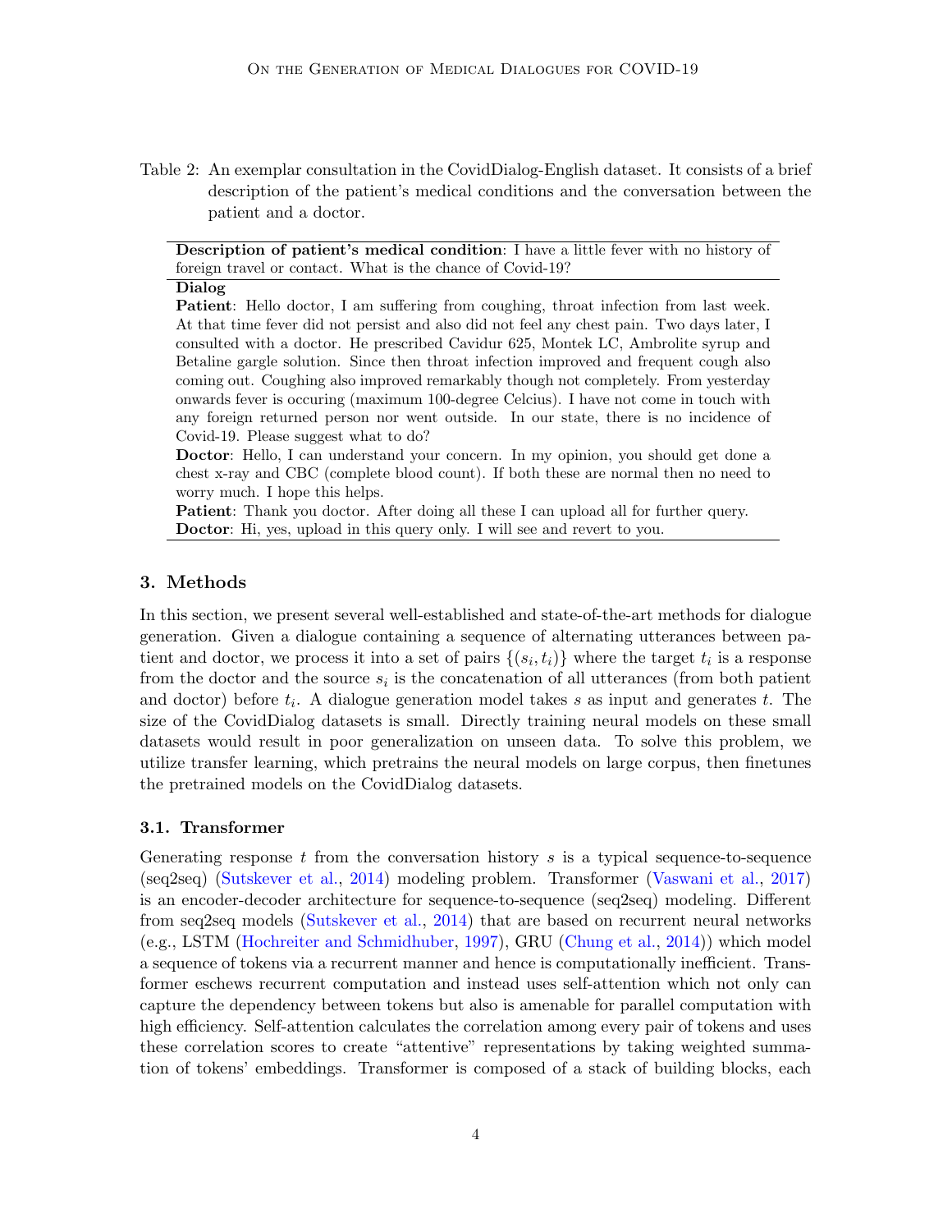Table 2: An exemplar consultation in the CovidDialog-English dataset. It consists of a brief description of the patient's medical conditions and the conversation between the patient and a doctor.

**Description of patient's medical condition**: I have a little fever with no history of foreign travel or contact. What is the chance of Covid-19?

**Dialog**

**Patient**: Hello doctor, I am suffering from coughing, throat infection from last week. At that time fever did not persist and also did not feel any chest pain. Two days later, I consulted with a doctor. He prescribed Cavidur 625, Montek LC, Ambrolite syrup and Betaline gargle solution. Since then throat infection improved and frequent cough also coming out. Coughing also improved remarkably though not completely. From yesterday onwards fever is occuring (maximum 100-degree Celcius). I have not come in touch with any foreign returned person nor went outside. In our state, there is no incidence of Covid-19. Please suggest what to do?

**Doctor**: Hello, I can understand your concern. In my opinion, you should get done a chest x-ray and CBC (complete blood count). If both these are normal then no need to worry much. I hope this helps.

**Patient**: Thank you doctor. After doing all these I can upload all for further query.

**Doctor**: Hi, yes, upload in this query only. I will see and revert to you.

## 3. Methods

In this section, we present several well-established and state-of-the-art methods for dialogue generation. Given a dialogue containing a sequence of alternating utterances between patient and doctor, we process it into a set of pairs $\{(s_i, t_i)\}$ where the target $t_i$ is a response from the doctor and the source $s_i$ is the concatenation of all utterances (from both patient and doctor) before $t_i$. A dialogue generation model takes $s$ as input and generates $t$. The size of the CovidDialog datasets is small. Directly training neural models on these small datasets would result in poor generalization on unseen data. To solve this problem, we utilize transfer learning, which pretrains the neural models on large corpus, then finetunes the pretrained models on the CovidDialog datasets.

### 3.1. Transformer

Generating response $t$ from the conversation history $s$ is a typical sequence-to-sequence (seq2seq) (Sutskever et al., 2014) modeling problem. Transformer (Vaswani et al., 2017) is an encoder-decoder architecture for sequence-to-sequence (seq2seq) modeling. Different from seq2seq models (Sutskever et al., 2014) that are based on recurrent neural networks (e.g., LSTM (Hochreiter and Schmidhuber, 1997), GRU (Chung et al., 2014)) which model a sequence of tokens via a recurrent manner and hence is computationally inefficient. Transformer eschews recurrent computation and instead uses self-attention which not only can capture the dependency between tokens but also is amenable for parallel computation with high efficiency. Self-attention calculates the correlation among every pair of tokens and uses these correlation scores to create "attentive" representations by taking weighted summation of tokens' embeddings. Transformer is composed of a stack of building blocks, each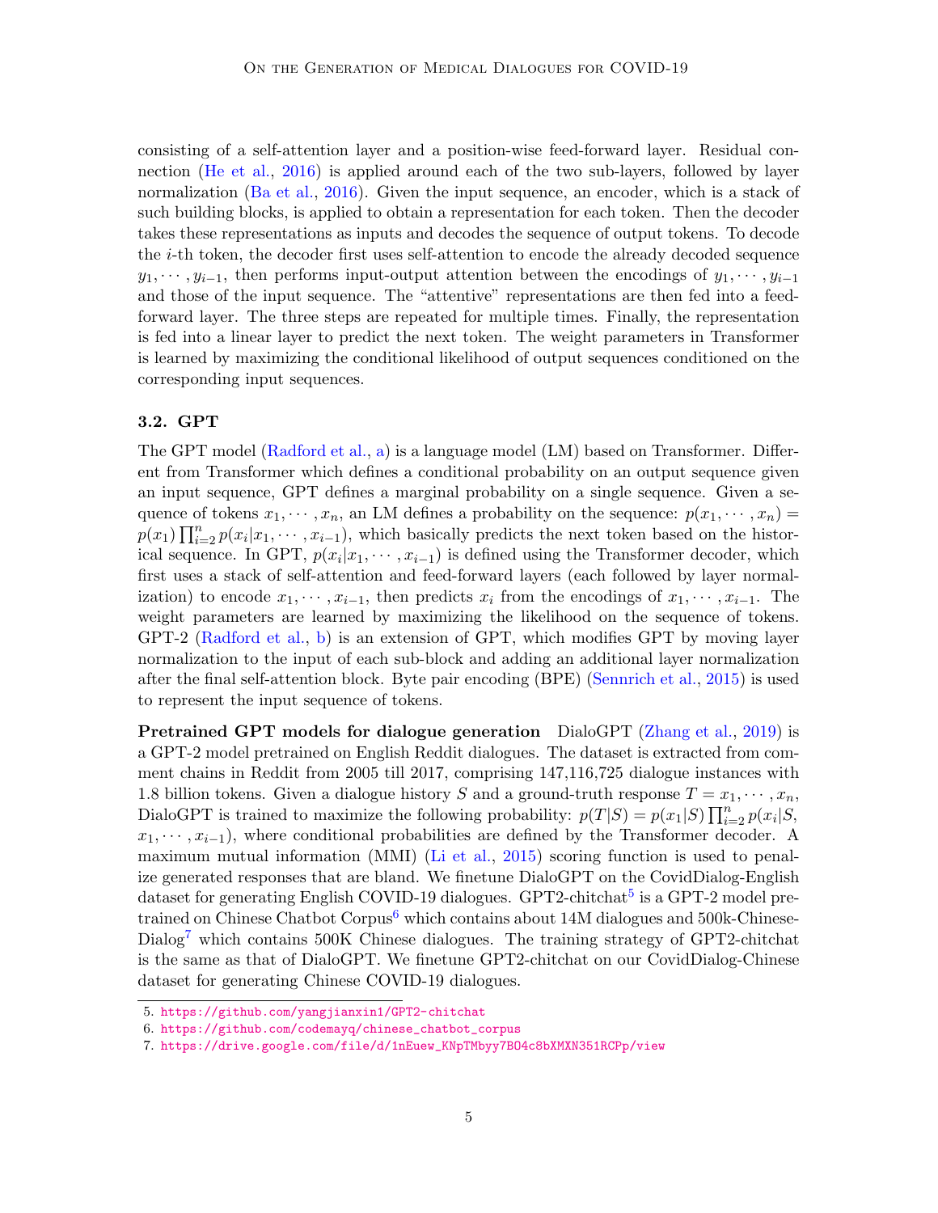consisting of a self-attention layer and a position-wise feed-forward layer. Residual connection (He et al., 2016) is applied around each of the two sub-layers, followed by layer normalization (Ba et al., 2016). Given the input sequence, an encoder, which is a stack of such building blocks, is applied to obtain a representation for each token. Then the decoder takes these representations as inputs and decodes the sequence of output tokens. To decode the $i$-th token, the decoder first uses self-attention to encode the already decoded sequence $y_1, \cdots, y_{i-1}$, then performs input-output attention between the encodings of $y_1, \cdots, y_{i-1}$ and those of the input sequence. The "attentive" representations are then fed into a feed-forward layer. The three steps are repeated for multiple times. Finally, the representation is fed into a linear layer to predict the next token. The weight parameters in Transformer is learned by maximizing the conditional likelihood of output sequences conditioned on the corresponding input sequences.

### 3.2. GPT

The GPT model (Radford et al., a) is a language model (LM) based on Transformer. Different from Transformer which defines a conditional probability on an output sequence given an input sequence, GPT defines a marginal probability on a single sequence. Given a sequence of tokens $x_1, \cdots, x_n$, an LM defines a probability on the sequence: $p(x_1, \cdots, x_n) = p(x_1) \prod_{i=2}^{n} p(x_i | x_1, \cdots, x_{i-1})$, which basically predicts the next token based on the historical sequence. In GPT, $p(x_i | x_1, \cdots, x_{i-1})$ is defined using the Transformer decoder, which first uses a stack of self-attention and feed-forward layers (each followed by layer normalization) to encode $x_1, \cdots, x_{i-1}$, then predicts $x_i$ from the encodings of $x_1, \cdots, x_{i-1}$. The weight parameters are learned by maximizing the likelihood on the sequence of tokens. GPT-2 (Radford et al., b) is an extension of GPT, which modifies GPT by moving layer normalization to the input of each sub-block and adding an additional layer normalization after the final self-attention block. Byte pair encoding (BPE) (Sennrich et al., 2015) is used to represent the input sequence of tokens.

**Pretrained GPT models for dialogue generation** DialoGPT (Zhang et al., 2019) is a GPT-2 model pretrained on English Reddit dialogues. The dataset is extracted from comment chains in Reddit from 2005 till 2017, comprising 147,116,725 dialogue instances with 1.8 billion tokens. Given a dialogue history $S$ and a ground-truth response $T = x_1, \cdots, x_n$, DialoGPT is trained to maximize the following probability: $p(T|S) = p(x_1|S) \prod_{i=2}^{n} p(x_i|S, x_1, \cdots, x_{i-1})$, where conditional probabilities are defined by the Transformer decoder. A maximum mutual information (MMI) (Li et al., 2015) scoring function is used to penalize generated responses that are bland. We finetune DialoGPT on the CovidDialog-English dataset for generating English COVID-19 dialogues. GPT2-chitchat[5] is a GPT-2 model pretrained on Chinese Chatbot Corpus[6] which contains about 14M dialogues and 500k-Chinese-Dialog[7] which contains 500K Chinese dialogues. The training strategy of GPT2-chitchat is the same as that of DialoGPT. We finetune GPT2-chitchat on our CovidDialog-Chinese dataset for generating Chinese COVID-19 dialogues.

5. https://github.com/yangjianxin1/GPT2-chitchat
6. https://github.com/codemayq/chinese_chatbot_corpus
7. https://drive.google.com/file/d/1nEuew_KNpTMbyy7BO4c8bXMXN351RCPp/view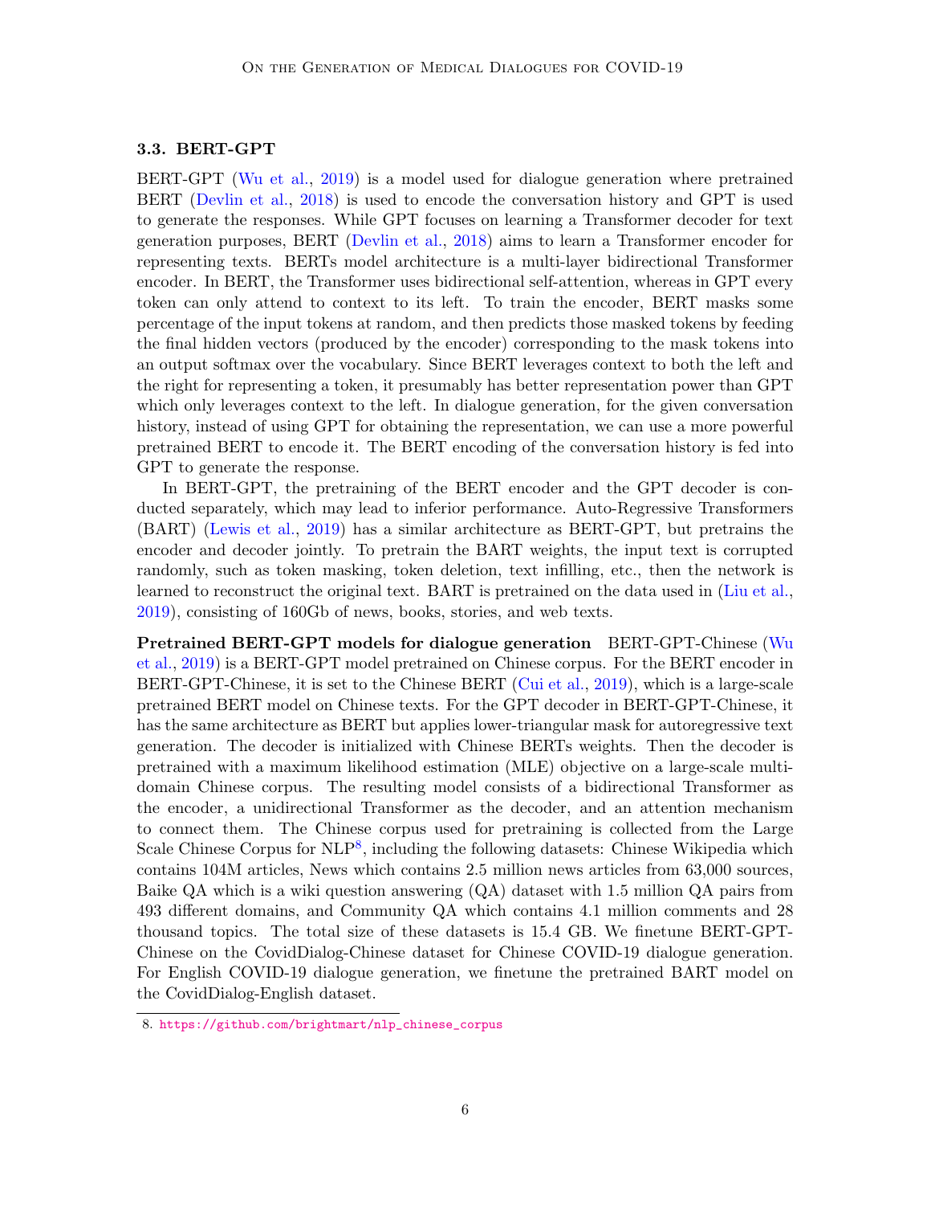### 3.3. BERT-GPT

BERT-GPT (Wu et al., 2019) is a model used for dialogue generation where pretrained BERT (Devlin et al., 2018) is used to encode the conversation history and GPT is used to generate the responses. While GPT focuses on learning a Transformer decoder for text generation purposes, BERT (Devlin et al., 2018) aims to learn a Transformer encoder for representing texts. BERTs model architecture is a multi-layer bidirectional Transformer encoder. In BERT, the Transformer uses bidirectional self-attention, whereas in GPT every token can only attend to context to its left. To train the encoder, BERT masks some percentage of the input tokens at random, and then predicts those masked tokens by feeding the final hidden vectors (produced by the encoder) corresponding to the mask tokens into an output softmax over the vocabulary. Since BERT leverages context to both the left and the right for representing a token, it presumably has better representation power than GPT which only leverages context to the left. In dialogue generation, for the given conversation history, instead of using GPT for obtaining the representation, we can use a more powerful pretrained BERT to encode it. The BERT encoding of the conversation history is fed into GPT to generate the response.

In BERT-GPT, the pretraining of the BERT encoder and the GPT decoder is conducted separately, which may lead to inferior performance. Auto-Regressive Transformers (BART) (Lewis et al., 2019) has a similar architecture as BERT-GPT, but pretrains the encoder and decoder jointly. To pretrain the BART weights, the input text is corrupted randomly, such as token masking, token deletion, text infilling, etc., then the network is learned to reconstruct the original text. BART is pretrained on the data used in (Liu et al., 2019), consisting of 160Gb of news, books, stories, and web texts.

**Pretrained BERT-GPT models for dialogue generation** BERT-GPT-Chinese (Wu et al., 2019) is a BERT-GPT model pretrained on Chinese corpus. For the BERT encoder in BERT-GPT-Chinese, it is set to the Chinese BERT (Cui et al., 2019), which is a large-scale pretrained BERT model on Chinese texts. For the GPT decoder in BERT-GPT-Chinese, it has the same architecture as BERT but applies lower-triangular mask for autoregressive text generation. The decoder is initialized with Chinese BERTs weights. Then the decoder is pretrained with a maximum likelihood estimation (MLE) objective on a large-scale multi-domain Chinese corpus. The resulting model consists of a bidirectional Transformer as the encoder, a unidirectional Transformer as the decoder, and an attention mechanism to connect them. The Chinese corpus used for pretraining is collected from the Large Scale Chinese Corpus for NLP[8], including the following datasets: Chinese Wikipedia which contains 104M articles, News which contains 2.5 million news articles from 63,000 sources, Baike QA which is a wiki question answering (QA) dataset with 1.5 million QA pairs from 493 different domains, and Community QA which contains 4.1 million comments and 28 thousand topics. The total size of these datasets is 15.4 GB. We finetune BERT-GPT-Chinese on the CovidDialog-Chinese dataset for Chinese COVID-19 dialogue generation. For English COVID-19 dialogue generation, we finetune the pretrained BART model on the CovidDialog-English dataset.

8. https://github.com/brightmart/nlp_chinese_corpus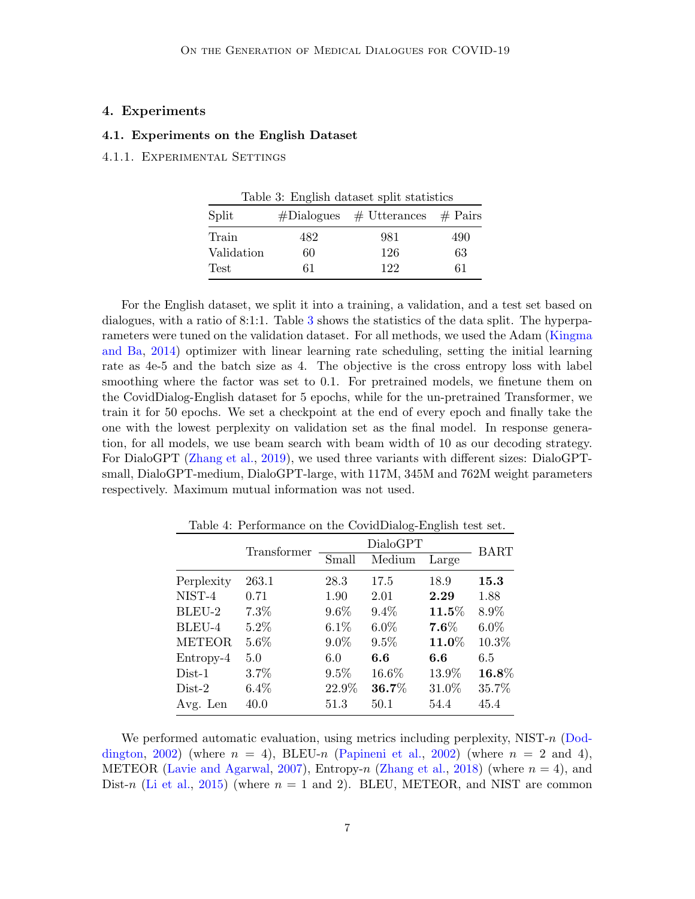## 4. Experiments

### 4.1. Experiments on the English Dataset

#### 4.1.1. Experimental Settings

Table 3: English dataset split statistics

| Split | #Dialogues | # Utterances | # Pairs |
|---|---|---|---|
| Train | 482 | 981 | 490 |
| Validation | 60 | 126 | 63 |
| Test | 61 | 122 | 61 |

For the English dataset, we split it into a training, a validation, and a test set based on dialogues, with a ratio of 8:1:1. Table 3 shows the statistics of the data split. The hyperparameters were tuned on the validation dataset. For all methods, we used the Adam (Kingma and Ba, 2014) optimizer with linear learning rate scheduling, setting the initial learning rate as 4e-5 and the batch size as 4. The objective is the cross entropy loss with label smoothing where the factor was set to 0.1. For pretrained models, we finetune them on the CovidDialog-English dataset for 5 epochs, while for the un-pretrained Transformer, we train it for 50 epochs. We set a checkpoint at the end of every epoch and finally take the one with the lowest perplexity on validation set as the final model. In response generation, for all models, we use beam search with beam width of 10 as our decoding strategy. For DialoGPT (Zhang et al., 2019), we used three variants with different sizes: DialoGPT-small, DialoGPT-medium, DialoGPT-large, with 117M, 345M and 762M weight parameters respectively. Maximum mutual information was not used.

Table 4: Performance on the CovidDialog-English test set.

| | Transformer | DialoGPT | | | BART |
|---|---|---|---|---|---|
| | | Small | Medium | Large | |
| Perplexity | 263.1 | 28.3 | 17.5 | 18.9 | **15.3** |
| NIST-4 | 0.71 | 1.90 | 2.01 | **2.29** | 1.88 |
| BLEU-2 | 7.3% | 9.6% | 9.4% | **11.5**% | 8.9% |
| BLEU-4 | 5.2% | 6.1% | 6.0% | **7.6**% | 6.0% |
| METEOR | 5.6% | 9.0% | 9.5% | **11.0**% | 10.3% |
| Entropy-4 | 5.0 | 6.0 | **6.6** | **6.6** | 6.5 |
| Dist-1 | 3.7% | 9.5% | 16.6% | 13.9% | **16.8**% |
| Dist-2 | 6.4% | 22.9% | **36.7**% | 31.0% | 35.7% |
| Avg. Len | 40.0 | 51.3 | 50.1 | 54.4 | 45.4 |

We performed automatic evaluation, using metrics including perplexity, NIST-$n$ (Doddington, 2002) (where $n = 4$), BLEU-$n$ (Papineni et al., 2002) (where $n = 2$ and 4), METEOR (Lavie and Agarwal, 2007), Entropy-$n$ (Zhang et al., 2018) (where $n = 4$), and Dist-$n$ (Li et al., 2015) (where $n = 1$ and 2). BLEU, METEOR, and NIST are common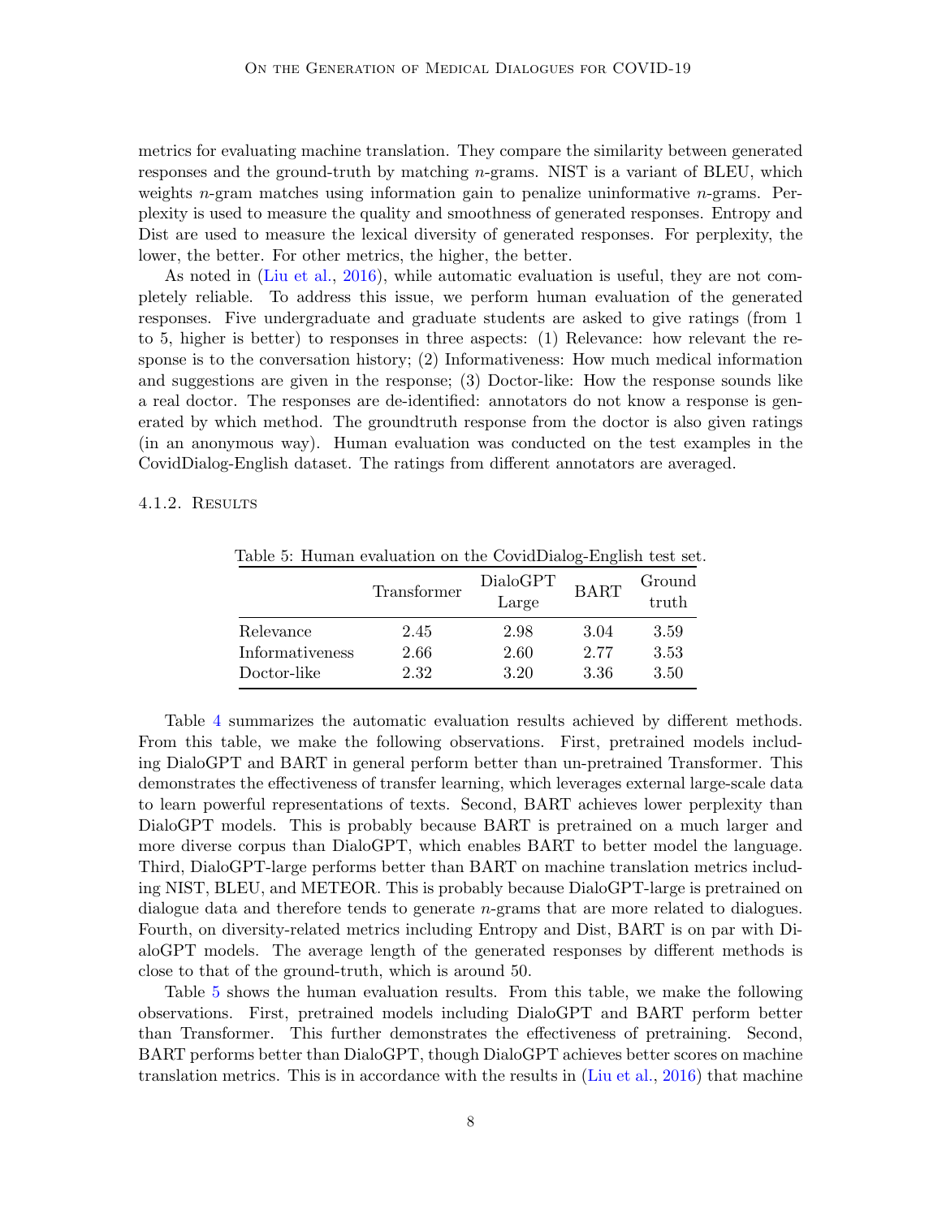metrics for evaluating machine translation. They compare the similarity between generated responses and the ground-truth by matching $n$-grams. NIST is a variant of BLEU, which weights $n$-gram matches using information gain to penalize uninformative $n$-grams. Perplexity is used to measure the quality and smoothness of generated responses. Entropy and Dist are used to measure the lexical diversity of generated responses. For perplexity, the lower, the better. For other metrics, the higher, the better.

As noted in (Liu et al., 2016), while automatic evaluation is useful, they are not completely reliable. To address this issue, we perform human evaluation of the generated responses. Five undergraduate and graduate students are asked to give ratings (from 1 to 5, higher is better) to responses in three aspects: (1) Relevance: how relevant the response is to the conversation history; (2) Informativeness: How much medical information and suggestions are given in the response; (3) Doctor-like: How the response sounds like a real doctor. The responses are de-identified: annotators do not know a response is generated by which method. The groundtruth response from the doctor is also given ratings (in an anonymous way). Human evaluation was conducted on the test examples in the CovidDialog-English dataset. The ratings from different annotators are averaged.

#### 4.1.2. Results

Table 5: Human evaluation on the CovidDialog-English test set.

| | Transformer | DialoGPT Large | BART | Ground truth |
|---|---|---|---|---|
| Relevance | 2.45 | 2.98 | 3.04 | 3.59 |
| Informativeness | 2.66 | 2.60 | 2.77 | 3.53 |
| Doctor-like | 2.32 | 3.20 | 3.36 | 3.50 |

Table 4 summarizes the automatic evaluation results achieved by different methods. From this table, we make the following observations. First, pretrained models including DialoGPT and BART in general perform better than un-pretrained Transformer. This demonstrates the effectiveness of transfer learning, which leverages external large-scale data to learn powerful representations of texts. Second, BART achieves lower perplexity than DialoGPT models. This is probably because BART is pretrained on a much larger and more diverse corpus than DialoGPT, which enables BART to better model the language. Third, DialoGPT-large performs better than BART on machine translation metrics including NIST, BLEU, and METEOR. This is probably because DialoGPT-large is pretrained on dialogue data and therefore tends to generate $n$-grams that are more related to dialogues. Fourth, on diversity-related metrics including Entropy and Dist, BART is on par with DialoGPT models. The average length of the generated responses by different methods is close to that of the ground-truth, which is around 50.

Table 5 shows the human evaluation results. From this table, we make the following observations. First, pretrained models including DialoGPT and BART perform better than Transformer. This further demonstrates the effectiveness of pretraining. Second, BART performs better than DialoGPT, though DialoGPT achieves better scores on machine translation metrics. This is in accordance with the results in (Liu et al., 2016) that machine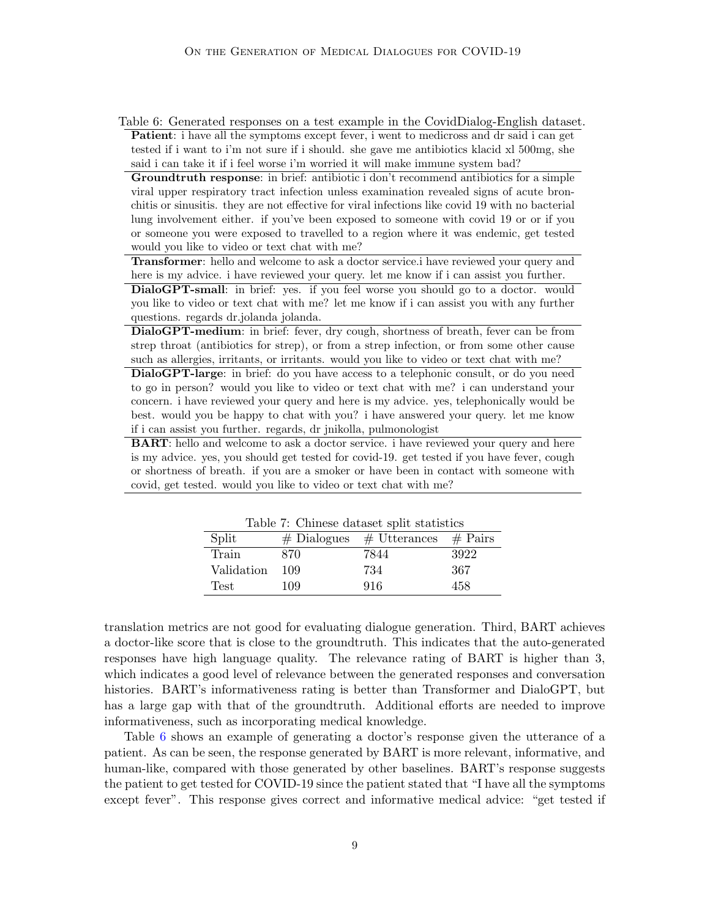Table 6: Generated responses on a test example in the CovidDialog-English dataset.

**Patient**: i have all the symptoms except fever, i went to medicross and dr said i can get tested if i want to i'm not sure if i should. she gave me antibiotics klacid xl 500mg, she said i can take it if i feel worse i'm worried it will make immune system bad?

**Groundtruth response**: in brief: antibiotic i don't recommend antibiotics for a simple viral upper respiratory tract infection unless examination revealed signs of acute bronchitis or sinusitis. they are not effective for viral infections like covid 19 with no bacterial lung involvement either. if you've been exposed to someone with covid 19 or or if you or someone you were exposed to travelled to a region where it was endemic, get tested would you like to video or text chat with me?

**Transformer**: hello and welcome to ask a doctor service.i have reviewed your query and here is my advice. i have reviewed your query. let me know if i can assist you further.

**DialoGPT-small**: in brief: yes. if you feel worse you should go to a doctor. would you like to video or text chat with me? let me know if i can assist you with any further questions. regards dr.jolanda jolanda.

**DialoGPT-medium**: in brief: fever, dry cough, shortness of breath, fever can be from strep throat (antibiotics for strep), or from a strep infection, or from some other cause such as allergies, irritants, or irritants. would you like to video or text chat with me?

**DialoGPT-large**: in brief: do you have access to a telephonic consult, or do you need to go in person? would you like to video or text chat with me? i can understand your concern. i have reviewed your query and here is my advice. yes, telephonically would be best. would you be happy to chat with you? i have answered your query. let me know if i can assist you further. regards, dr jnikolla, pulmonologist

**BART**: hello and welcome to ask a doctor service. i have reviewed your query and here is my advice. yes, you should get tested for covid-19. get tested if you have fever, cough or shortness of breath. if you are a smoker or have been in contact with someone with covid, get tested. would you like to video or text chat with me?

Table 7: Chinese dataset split statistics

| Split | # Dialogues | # Utterances | # Pairs |
|---|---|---|---|
| Train | 870 | 7844 | 3922 |
| Validation | 109 | 734 | 367 |
| Test | 109 | 916 | 458 |

translation metrics are not good for evaluating dialogue generation. Third, BART achieves a doctor-like score that is close to the groundtruth. This indicates that the auto-generated responses have high language quality. The relevance rating of BART is higher than 3, which indicates a good level of relevance between the generated responses and conversation histories. BART's informativeness rating is better than Transformer and DialoGPT, but has a large gap with that of the groundtruth. Additional efforts are needed to improve informativeness, such as incorporating medical knowledge.

Table 6 shows an example of generating a doctor's response given the utterance of a patient. As can be seen, the response generated by BART is more relevant, informative, and human-like, compared with those generated by other baselines. BART's response suggests the patient to get tested for COVID-19 since the patient stated that "I have all the symptoms except fever". This response gives correct and informative medical advice: "get tested if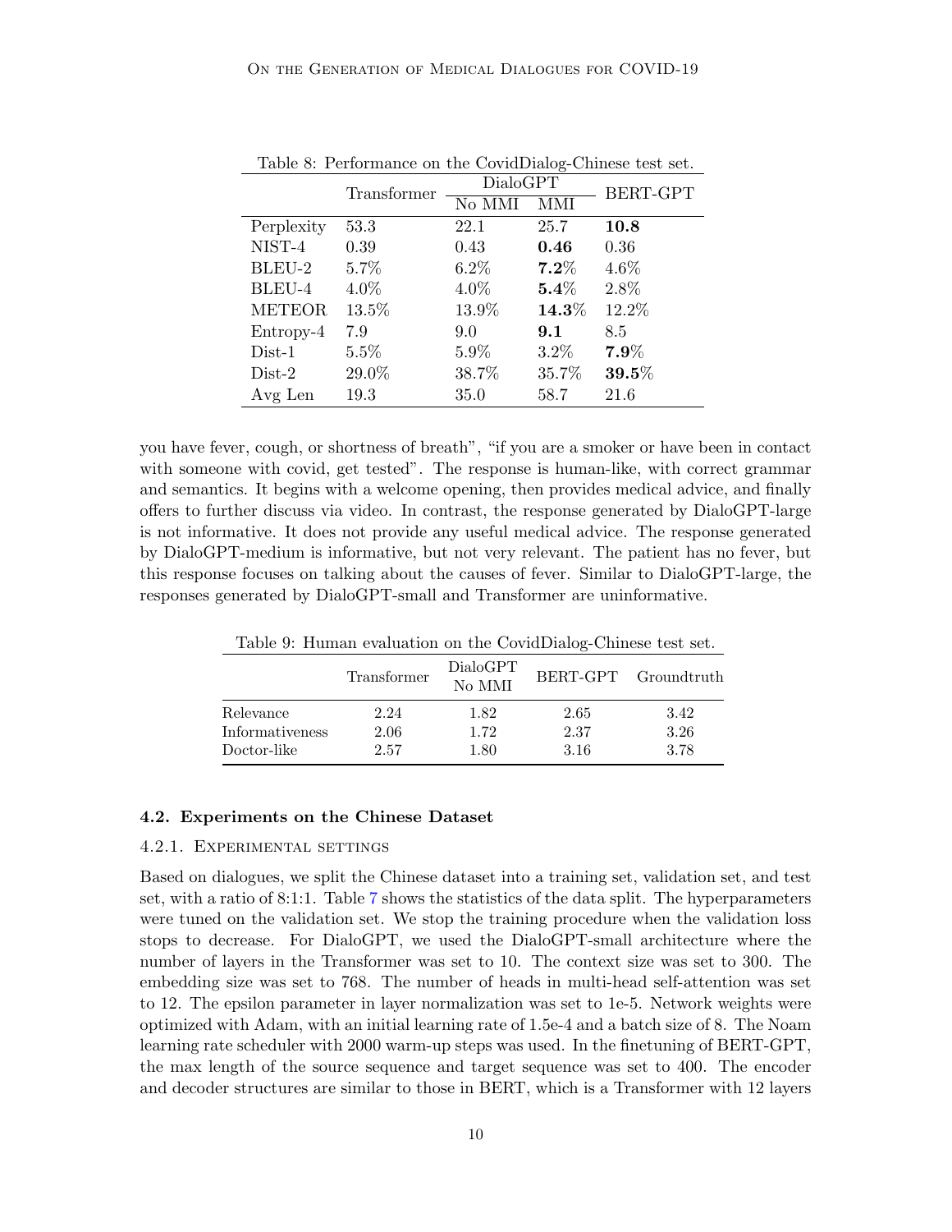Table 8: Performance on the CovidDialog-Chinese test set.

| | Transformer | DialoGPT | | BERT-GPT |
|---|---|---|---|---|
| | | No MMI | MMI | |
| Perplexity | 53.3 | 22.1 | 25.7 | **10.8** |
| NIST-4 | 0.39 | 0.43 | **0.46** | 0.36 |
| BLEU-2 | 5.7% | 6.2% | **7.2%** | 4.6% |
| BLEU-4 | 4.0% | 4.0% | **5.4%** | 2.8% |
| METEOR | 13.5% | 13.9% | **14.3%** | 12.2% |
| Entropy-4 | 7.9 | 9.0 | **9.1** | 8.5 |
| Dist-1 | 5.5% | 5.9% | 3.2% | **7.9%** |
| Dist-2 | 29.0% | 38.7% | 35.7% | **39.5%** |
| Avg Len | 19.3 | 35.0 | 58.7 | 21.6 |

you have fever, cough, or shortness of breath", "if you are a smoker or have been in contact with someone with covid, get tested". The response is human-like, with correct grammar and semantics. It begins with a welcome opening, then provides medical advice, and finally offers to further discuss via video. In contrast, the response generated by DialoGPT-large is not informative. It does not provide any useful medical advice. The response generated by DialoGPT-medium is informative, but not very relevant. The patient has no fever, but this response focuses on talking about the causes of fever. Similar to DialoGPT-large, the responses generated by DialoGPT-small and Transformer are uninformative.

Table 9: Human evaluation on the CovidDialog-Chinese test set.

| | Transformer | DialoGPT No MMI | BERT-GPT | Groundtruth |
|---|---|---|---|---|
| Relevance | 2.24 | 1.82 | 2.65 | 3.42 |
| Informativeness | 2.06 | 1.72 | 2.37 | 3.26 |
| Doctor-like | 2.57 | 1.80 | 3.16 | 3.78 |

### 4.2. Experiments on the Chinese Dataset

#### 4.2.1. Experimental settings

Based on dialogues, we split the Chinese dataset into a training set, validation set, and test set, with a ratio of 8:1:1. Table 7 shows the statistics of the data split. The hyperparameters were tuned on the validation set. We stop the training procedure when the validation loss stops to decrease. For DialoGPT, we used the DialoGPT-small architecture where the number of layers in the Transformer was set to 10. The context size was set to 300. The embedding size was set to 768. The number of heads in multi-head self-attention was set to 12. The epsilon parameter in layer normalization was set to 1e-5. Network weights were optimized with Adam, with an initial learning rate of 1.5e-4 and a batch size of 8. The Noam learning rate scheduler with 2000 warm-up steps was used. In the finetuning of BERT-GPT, the max length of the source sequence and target sequence was set to 400. The encoder and decoder structures are similar to those in BERT, which is a Transformer with 12 layers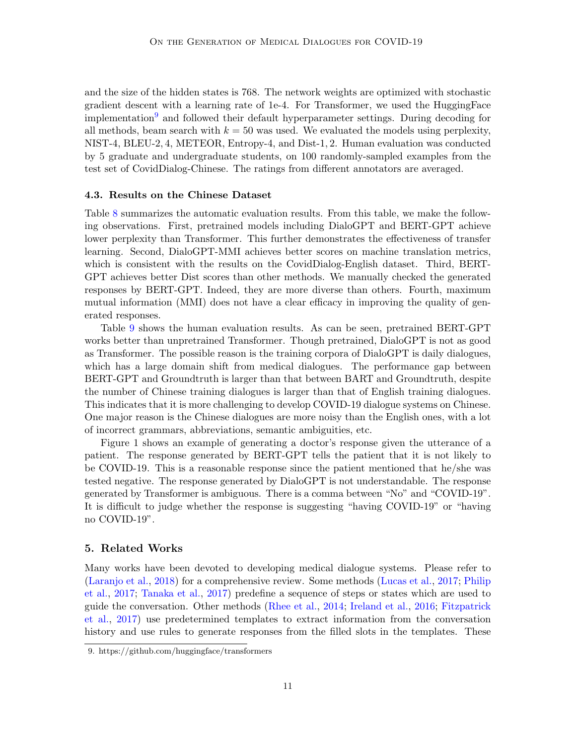and the size of the hidden states is 768. The network weights are optimized with stochastic gradient descent with a learning rate of 1e-4. For Transformer, we used the HuggingFace implementation[9] and followed their default hyperparameter settings. During decoding for all methods, beam search with $k = 50$ was used. We evaluated the models using perplexity, NIST-4, BLEU-2, 4, METEOR, Entropy-4, and Dist-1, 2. Human evaluation was conducted by 5 graduate and undergraduate students, on 100 randomly-sampled examples from the test set of CovidDialog-Chinese. The ratings from different annotators are averaged.

### 4.3. Results on the Chinese Dataset

Table 8 summarizes the automatic evaluation results. From this table, we make the following observations. First, pretrained models including DialoGPT and BERT-GPT achieve lower perplexity than Transformer. This further demonstrates the effectiveness of transfer learning. Second, DialoGPT-MMI achieves better scores on machine translation metrics, which is consistent with the results on the CovidDialog-English dataset. Third, BERT-GPT achieves better Dist scores than other methods. We manually checked the generated responses by BERT-GPT. Indeed, they are more diverse than others. Fourth, maximum mutual information (MMI) does not have a clear efficacy in improving the quality of generated responses.

Table 9 shows the human evaluation results. As can be seen, pretrained BERT-GPT works better than unpretrained Transformer. Though pretrained, DialoGPT is not as good as Transformer. The possible reason is the training corpora of DialoGPT is daily dialogues, which has a large domain shift from medical dialogues. The performance gap between BERT-GPT and Groundtruth is larger than that between BART and Groundtruth, despite the number of Chinese training dialogues is larger than that of English training dialogues. This indicates that it is more challenging to develop COVID-19 dialogue systems on Chinese. One major reason is the Chinese dialogues are more noisy than the English ones, with a lot of incorrect grammars, abbreviations, semantic ambiguities, etc.

Figure 1 shows an example of generating a doctor's response given the utterance of a patient. The response generated by BERT-GPT tells the patient that it is not likely to be COVID-19. This is a reasonable response since the patient mentioned that he/she was tested negative. The response generated by DialoGPT is not understandable. The response generated by Transformer is ambiguous. There is a comma between "No" and "COVID-19". It is difficult to judge whether the response is suggesting "having COVID-19" or "having no COVID-19".

## 5. Related Works

Many works have been devoted to developing medical dialogue systems. Please refer to (Laranjo et al., 2018) for a comprehensive review. Some methods (Lucas et al., 2017; Philip et al., 2017; Tanaka et al., 2017) predefine a sequence of steps or states which are used to guide the conversation. Other methods (Rhee et al., 2014; Ireland et al., 2016; Fitzpatrick et al., 2017) use predetermined templates to extract information from the conversation history and use rules to generate responses from the filled slots in the templates. These

9. https://github.com/huggingface/transformers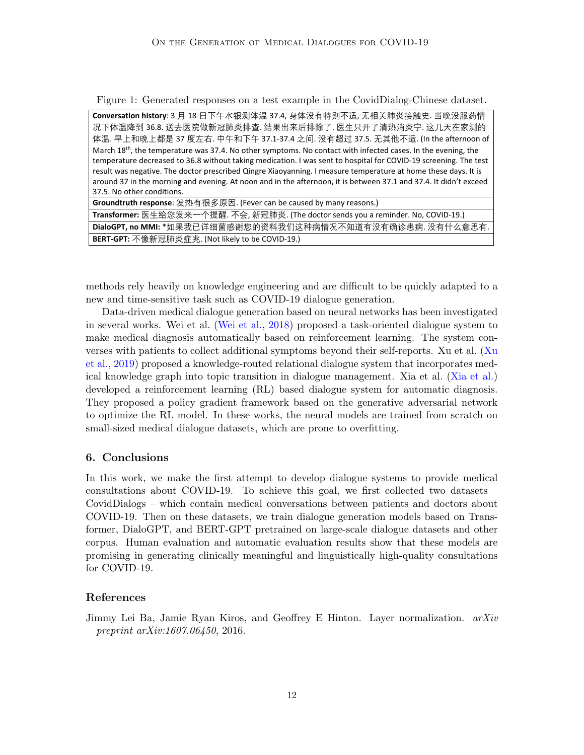Figure 1: Generated responses on a test example in the CovidDialog-Chinese dataset.

| **Conversation history**: 3 月 18 日下午水银测体温 37.4, 身体没有特别不适, 无相关肺炎接触史. 当晚没服药情况下体温降到 36.8. 送去医院做新冠肺炎排查. 结果出来后排除了. 医生只开了清热消炎宁. 这几天在家测的体温. 早上和晚上都是 37 度左右. 中午和下午 37.1-37.4 之间. 没有超过 37.5. 无其他不适. (In the afternoon of March 18th, the temperature was 37.4. No other symptoms. No contact with infected cases. In the evening, the temperature decreased to 36.8 without taking medication. I was sent to hospital for COVID-19 screening. The test result was negative. The doctor prescribed Qingre Xiaoyanning. I measure temperature at home these days. It is around 37 in the morning and evening. At noon and in the afternoon, it is between 37.1 and 37.4. It didn't exceed 37.5. No other conditions. |
|---|
| **Groundtruth response**: 发热有很多原因. (Fever can be caused by many reasons.) |
| **Transformer:** 医生给您发来一个提醒. 不会, 新冠肺炎. (The doctor sends you a reminder. No, COVID-19.) |
| **DialoGPT, no MMI:** *如果我已详细菌感谢您的资料我们这种病情况不知道有没有确诊患病. 没有什么意思有. |
| **BERT-GPT:** 不像新冠肺炎症兆. (Not likely to be COVID-19.) |

methods rely heavily on knowledge engineering and are difficult to be quickly adapted to a new and time-sensitive task such as COVID-19 dialogue generation.

Data-driven medical dialogue generation based on neural networks has been investigated in several works. Wei et al. (Wei et al., 2018) proposed a task-oriented dialogue system to make medical diagnosis automatically based on reinforcement learning. The system converses with patients to collect additional symptoms beyond their self-reports. Xu et al. (Xu et al., 2019) proposed a knowledge-routed relational dialogue system that incorporates medical knowledge graph into topic transition in dialogue management. Xia et al. (Xia et al.) developed a reinforcement learning (RL) based dialogue system for automatic diagnosis. They proposed a policy gradient framework based on the generative adversarial network to optimize the RL model. In these works, the neural models are trained from scratch on small-sized medical dialogue datasets, which are prone to overfitting.

## 6. Conclusions

In this work, we make the first attempt to develop dialogue systems to provide medical consultations about COVID-19. To achieve this goal, we first collected two datasets – CovidDialogs – which contain medical conversations between patients and doctors about COVID-19. Then on these datasets, we train dialogue generation models based on Transformer, DialoGPT, and BERT-GPT pretrained on large-scale dialogue datasets and other corpus. Human evaluation and automatic evaluation results show that these models are promising in generating clinically meaningful and linguistically high-quality consultations for COVID-19.

## References

Jimmy Lei Ba, Jamie Ryan Kiros, and Geoffrey E Hinton. Layer normalization. *arXiv preprint arXiv:1607.06450*, 2016.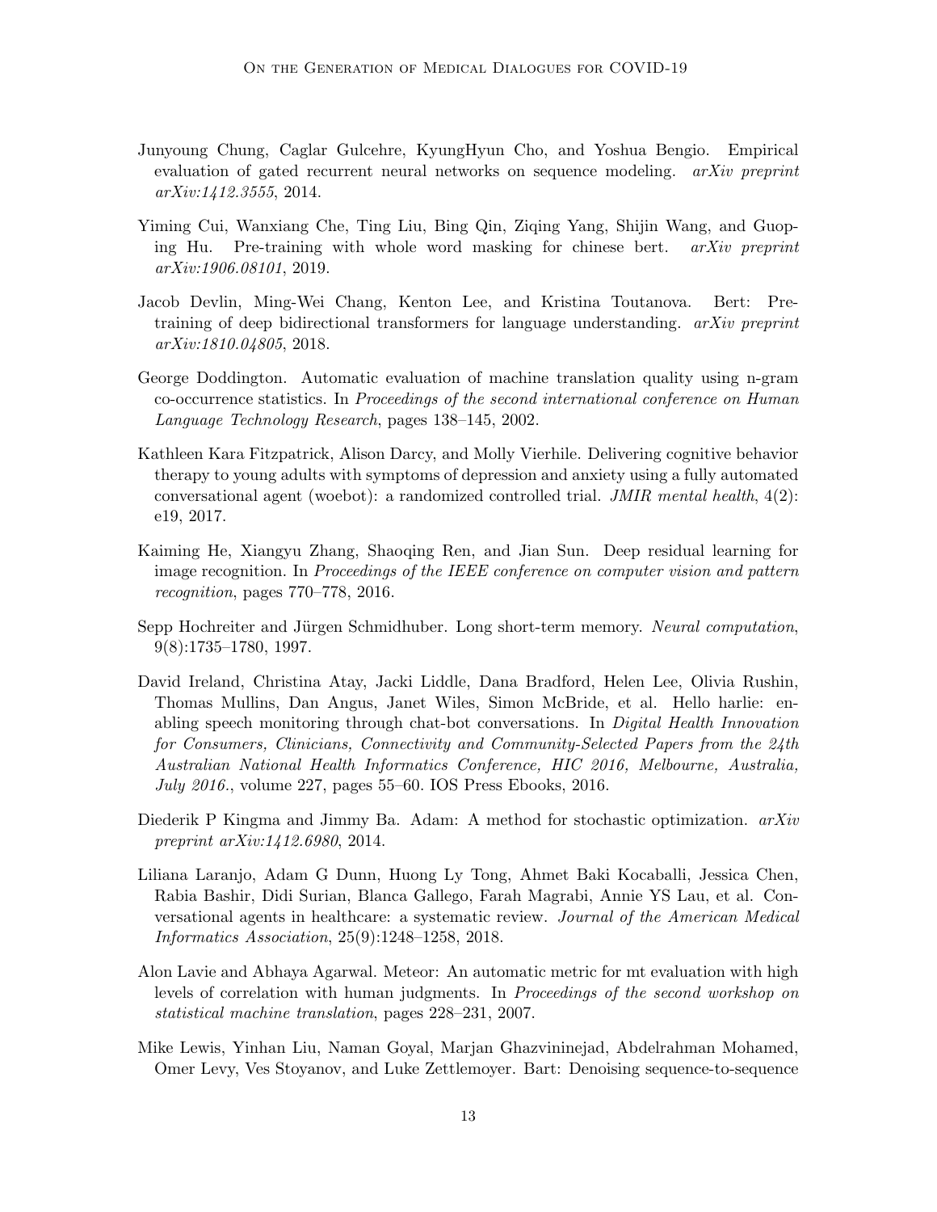Junyoung Chung, Caglar Gulcehre, KyungHyun Cho, and Yoshua Bengio. Empirical evaluation of gated recurrent neural networks on sequence modeling. *arXiv preprint arXiv:1412.3555*, 2014.

Yiming Cui, Wanxiang Che, Ting Liu, Bing Qin, Ziqing Yang, Shijin Wang, and Guoping Hu. Pre-training with whole word masking for chinese bert. *arXiv preprint arXiv:1906.08101*, 2019.

Jacob Devlin, Ming-Wei Chang, Kenton Lee, and Kristina Toutanova. Bert: Pre-training of deep bidirectional transformers for language understanding. *arXiv preprint arXiv:1810.04805*, 2018.

George Doddington. Automatic evaluation of machine translation quality using n-gram co-occurrence statistics. In *Proceedings of the second international conference on Human Language Technology Research*, pages 138–145, 2002.

Kathleen Kara Fitzpatrick, Alison Darcy, and Molly Vierhile. Delivering cognitive behavior therapy to young adults with symptoms of depression and anxiety using a fully automated conversational agent (woebot): a randomized controlled trial. *JMIR mental health*, 4(2): e19, 2017.

Kaiming He, Xiangyu Zhang, Shaoqing Ren, and Jian Sun. Deep residual learning for image recognition. In *Proceedings of the IEEE conference on computer vision and pattern recognition*, pages 770–778, 2016.

Sepp Hochreiter and Jürgen Schmidhuber. Long short-term memory. *Neural computation*, 9(8):1735–1780, 1997.

David Ireland, Christina Atay, Jacki Liddle, Dana Bradford, Helen Lee, Olivia Rushin, Thomas Mullins, Dan Angus, Janet Wiles, Simon McBride, et al. Hello harlie: enabling speech monitoring through chat-bot conversations. In *Digital Health Innovation for Consumers, Clinicians, Connectivity and Community-Selected Papers from the 24th Australian National Health Informatics Conference, HIC 2016, Melbourne, Australia, July 2016.*, volume 227, pages 55–60. IOS Press Ebooks, 2016.

Diederik P Kingma and Jimmy Ba. Adam: A method for stochastic optimization. *arXiv preprint arXiv:1412.6980*, 2014.

Liliana Laranjo, Adam G Dunn, Huong Ly Tong, Ahmet Baki Kocaballi, Jessica Chen, Rabia Bashir, Didi Surian, Blanca Gallego, Farah Magrabi, Annie YS Lau, et al. Conversational agents in healthcare: a systematic review. *Journal of the American Medical Informatics Association*, 25(9):1248–1258, 2018.

Alon Lavie and Abhaya Agarwal. Meteor: An automatic metric for mt evaluation with high levels of correlation with human judgments. In *Proceedings of the second workshop on statistical machine translation*, pages 228–231, 2007.

Mike Lewis, Yinhan Liu, Naman Goyal, Marjan Ghazvininejad, Abdelrahman Mohamed, Omer Levy, Ves Stoyanov, and Luke Zettlemoyer. Bart: Denoising sequence-to-sequence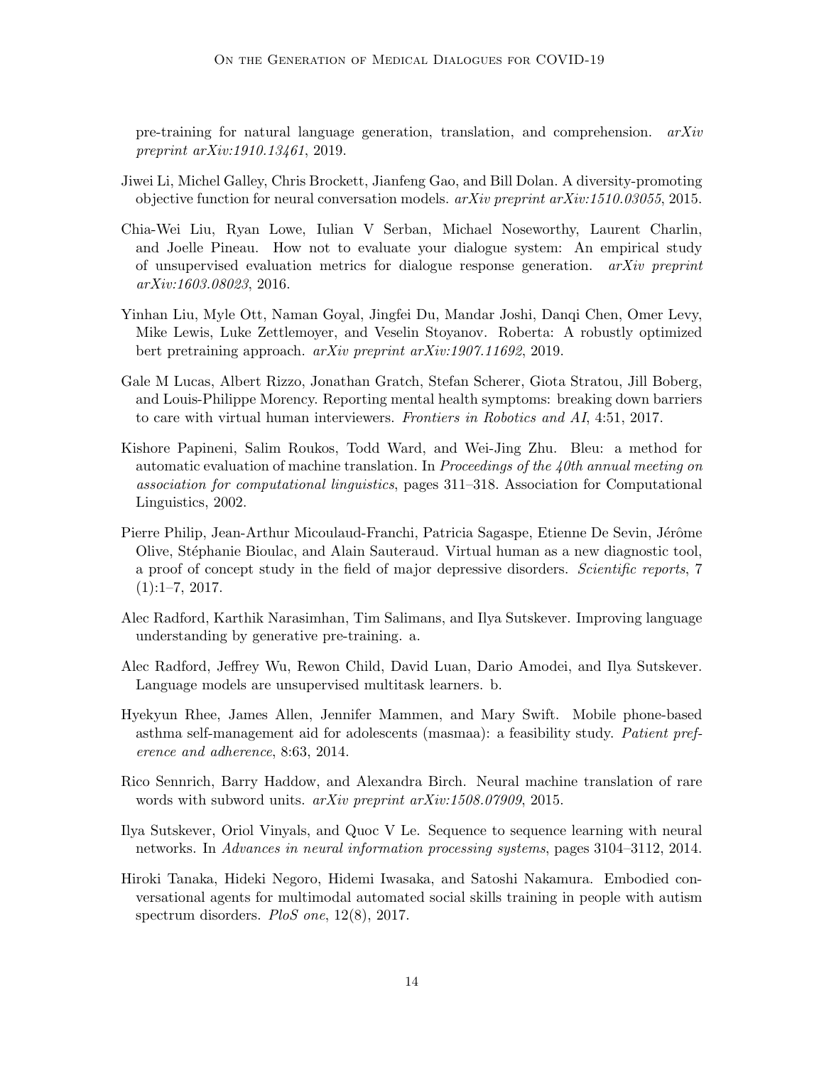pre-training for natural language generation, translation, and comprehension. *arXiv preprint arXiv:1910.13461*, 2019.

Jiwei Li, Michel Galley, Chris Brockett, Jianfeng Gao, and Bill Dolan. A diversity-promoting objective function for neural conversation models. *arXiv preprint arXiv:1510.03055*, 2015.

Chia-Wei Liu, Ryan Lowe, Iulian V Serban, Michael Noseworthy, Laurent Charlin, and Joelle Pineau. How not to evaluate your dialogue system: An empirical study of unsupervised evaluation metrics for dialogue response generation. *arXiv preprint arXiv:1603.08023*, 2016.

Yinhan Liu, Myle Ott, Naman Goyal, Jingfei Du, Mandar Joshi, Danqi Chen, Omer Levy, Mike Lewis, Luke Zettlemoyer, and Veselin Stoyanov. Roberta: A robustly optimized bert pretraining approach. *arXiv preprint arXiv:1907.11692*, 2019.

Gale M Lucas, Albert Rizzo, Jonathan Gratch, Stefan Scherer, Giota Stratou, Jill Boberg, and Louis-Philippe Morency. Reporting mental health symptoms: breaking down barriers to care with virtual human interviewers. *Frontiers in Robotics and AI*, 4:51, 2017.

Kishore Papineni, Salim Roukos, Todd Ward, and Wei-Jing Zhu. Bleu: a method for automatic evaluation of machine translation. In *Proceedings of the 40th annual meeting on association for computational linguistics*, pages 311–318. Association for Computational Linguistics, 2002.

Pierre Philip, Jean-Arthur Micoulaud-Franchi, Patricia Sagaspe, Etienne De Sevin, Jérôme Olive, Stéphanie Bioulac, and Alain Sauteraud. Virtual human as a new diagnostic tool, a proof of concept study in the field of major depressive disorders. *Scientific reports*, 7 (1):1–7, 2017.

Alec Radford, Karthik Narasimhan, Tim Salimans, and Ilya Sutskever. Improving language understanding by generative pre-training. a.

Alec Radford, Jeffrey Wu, Rewon Child, David Luan, Dario Amodei, and Ilya Sutskever. Language models are unsupervised multitask learners. b.

Hyekyun Rhee, James Allen, Jennifer Mammen, and Mary Swift. Mobile phone-based asthma self-management aid for adolescents (masmaa): a feasibility study. *Patient preference and adherence*, 8:63, 2014.

Rico Sennrich, Barry Haddow, and Alexandra Birch. Neural machine translation of rare words with subword units. *arXiv preprint arXiv:1508.07909*, 2015.

Ilya Sutskever, Oriol Vinyals, and Quoc V Le. Sequence to sequence learning with neural networks. In *Advances in neural information processing systems*, pages 3104–3112, 2014.

Hiroki Tanaka, Hideki Negoro, Hidemi Iwasaka, and Satoshi Nakamura. Embodied conversational agents for multimodal automated social skills training in people with autism spectrum disorders. *PloS one*, 12(8), 2017.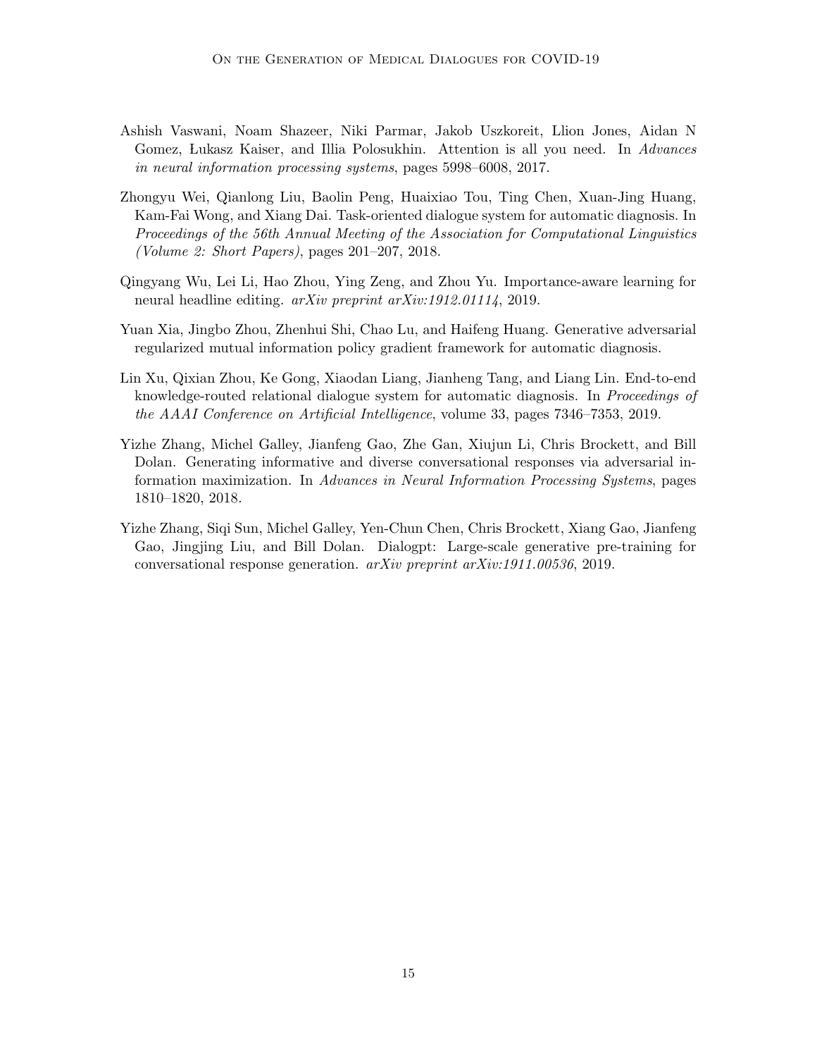Ashish Vaswani, Noam Shazeer, Niki Parmar, Jakob Uszkoreit, Llion Jones, Aidan N Gomez, Łukasz Kaiser, and Illia Polosukhin. Attention is all you need. In *Advances in neural information processing systems*, pages 5998–6008, 2017.

Zhongyu Wei, Qianlong Liu, Baolin Peng, Huaixiao Tou, Ting Chen, Xuan-Jing Huang, Kam-Fai Wong, and Xiang Dai. Task-oriented dialogue system for automatic diagnosis. In *Proceedings of the 56th Annual Meeting of the Association for Computational Linguistics (Volume 2: Short Papers)*, pages 201–207, 2018.

Qingyang Wu, Lei Li, Hao Zhou, Ying Zeng, and Zhou Yu. Importance-aware learning for neural headline editing. *arXiv preprint arXiv:1912.01114*, 2019.

Yuan Xia, Jingbo Zhou, Zhenhui Shi, Chao Lu, and Haifeng Huang. Generative adversarial regularized mutual information policy gradient framework for automatic diagnosis.

Lin Xu, Qixian Zhou, Ke Gong, Xiaodan Liang, Jianheng Tang, and Liang Lin. End-to-end knowledge-routed relational dialogue system for automatic diagnosis. In *Proceedings of the AAAI Conference on Artificial Intelligence*, volume 33, pages 7346–7353, 2019.

Yizhe Zhang, Michel Galley, Jianfeng Gao, Zhe Gan, Xiujun Li, Chris Brockett, and Bill Dolan. Generating informative and diverse conversational responses via adversarial information maximization. In *Advances in Neural Information Processing Systems*, pages 1810–1820, 2018.

Yizhe Zhang, Siqi Sun, Michel Galley, Yen-Chun Chen, Chris Brockett, Xiang Gao, Jianfeng Gao, Jingjing Liu, and Bill Dolan. Dialogpt: Large-scale generative pre-training for conversational response generation. *arXiv preprint arXiv:1911.00536*, 2019.